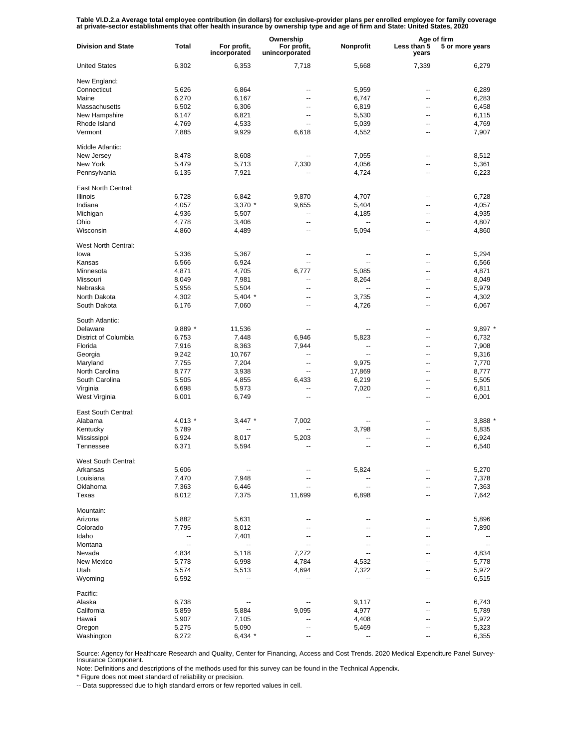**Table VI.D.2.a Average total employee contribution (in dollars) for exclusive-provider plans per enrolled employee for family coverage at private-sector establishments that offer health insurance by ownership type and age of firm and State: United States, 2020**

| Division and State | Total | Ownership | | | Age of firm | |
|---|---|---|---|---|---|---|
| | | For profit, incorporated | For profit, unincorporated | Nonprofit | Less than 5 years | 5 or more years |
| United States | 6,302 | 6,353 | 7,718 | 5,668 | 7,339 | 6,279 |
| New England: | | | | | | |
| Connecticut | 5,626 | 6,864 | -- | 5,959 | -- | 6,289 |
| Maine | 6,270 | 6,167 | -- | 6,747 | -- | 6,283 |
| Massachusetts | 6,502 | 6,306 | -- | 6,819 | -- | 6,458 |
| New Hampshire | 6,147 | 6,821 | -- | 5,530 | -- | 6,115 |
| Rhode Island | 4,769 | 4,533 | -- | 5,039 | -- | 4,769 |
| Vermont | 7,885 | 9,929 | 6,618 | 4,552 | -- | 7,907 |
| Middle Atlantic: | | | | | | |
| New Jersey | 8,478 | 8,608 | -- | 7,055 | -- | 8,512 |
| New York | 5,479 | 5,713 | 7,330 | 4,056 | -- | 5,361 |
| Pennsylvania | 6,135 | 7,921 | -- | 4,724 | -- | 6,223 |
| East North Central: | | | | | | |
| Illinois | 6,728 | 6,842 | 9,870 | 4,707 | -- | 6,728 |
| Indiana | 4,057 | 3,370 * | 9,655 | 5,404 | -- | 4,057 |
| Michigan | 4,936 | 5,507 | -- | 4,185 | -- | 4,935 |
| Ohio | 4,778 | 3,406 | -- | -- | -- | 4,807 |
| Wisconsin | 4,860 | 4,489 | -- | 5,094 | -- | 4,860 |
| West North Central: | | | | | | |
| Iowa | 5,336 | 5,367 | -- | -- | -- | 5,294 |
| Kansas | 6,566 | 6,924 | -- | -- | -- | 6,566 |
| Minnesota | 4,871 | 4,705 | 6,777 | 5,085 | -- | 4,871 |
| Missouri | 8,049 | 7,981 | -- | 8,264 | -- | 8,049 |
| Nebraska | 5,956 | 5,504 | -- | -- | -- | 5,979 |
| North Dakota | 4,302 | 5,404 * | -- | 3,735 | -- | 4,302 |
| South Dakota | 6,176 | 7,060 | -- | 4,726 | -- | 6,067 |
| South Atlantic: | | | | | | |
| Delaware | 9,889 * | 11,536 | -- | -- | -- | 9,897 * |
| District of Columbia | 6,753 | 7,448 | 6,946 | 5,823 | -- | 6,732 |
| Florida | 7,916 | 8,363 | 7,944 | -- | -- | 7,908 |
| Georgia | 9,242 | 10,767 | -- | -- | -- | 9,316 |
| Maryland | 7,755 | 7,204 | -- | 9,975 | -- | 7,770 |
| North Carolina | 8,777 | 3,938 | -- | 17,869 | -- | 8,777 |
| South Carolina | 5,505 | 4,855 | 6,433 | 6,219 | -- | 5,505 |
| Virginia | 6,698 | 5,973 | -- | 7,020 | -- | 6,811 |
| West Virginia | 6,001 | 6,749 | -- | -- | -- | 6,001 |
| East South Central: | | | | | | |
| Alabama | 4,013 * | 3,447 * | 7,002 | -- | -- | 3,888 * |
| Kentucky | 5,789 | -- | -- | 3,798 | -- | 5,835 |
| Mississippi | 6,924 | 8,017 | 5,203 | -- | -- | 6,924 |
| Tennessee | 6,371 | 5,594 | -- | -- | -- | 6,540 |
| West South Central: | | | | | | |
| Arkansas | 5,606 | -- | -- | 5,824 | -- | 5,270 |
| Louisiana | 7,470 | 7,948 | -- | -- | -- | 7,378 |
| Oklahoma | 7,363 | 6,446 | -- | -- | -- | 7,363 |
| Texas | 8,012 | 7,375 | 11,699 | 6,898 | -- | 7,642 |
| Mountain: | | | | | | |
| Arizona | 5,882 | 5,631 | -- | -- | -- | 5,896 |
| Colorado | 7,795 | 8,012 | -- | -- | -- | 7,890 |
| Idaho | -- | 7,401 | -- | -- | -- | -- |
| Montana | -- | -- | -- | -- | -- | -- |
| Nevada | 4,834 | 5,118 | 7,272 | -- | -- | 4,834 |
| New Mexico | 5,778 | 6,998 | 4,784 | 4,532 | -- | 5,778 |
| Utah | 5,574 | 5,513 | 4,694 | 7,322 | -- | 5,972 |
| Wyoming | 6,592 | -- | -- | -- | -- | 6,515 |
| Pacific: | | | | | | |
| Alaska | 6,738 | -- | -- | 9,117 | -- | 6,743 |
| California | 5,859 | 5,884 | 9,095 | 4,977 | -- | 5,789 |
| Hawaii | 5,907 | 7,105 | -- | 4,408 | -- | 5,972 |
| Oregon | 5,275 | 5,090 | -- | 5,469 | -- | 5,323 |
| Washington | 6,272 | 6,434 * | -- | -- | -- | 6,355 |

Source: Agency for Healthcare Research and Quality, Center for Financing, Access and Cost Trends. 2020 Medical Expenditure Panel Survey-Insurance Component.

Note: Definitions and descriptions of the methods used for this survey can be found in the Technical Appendix.

* Figure does not meet standard of reliability or precision.

-- Data suppressed due to high standard errors or few reported values in cell.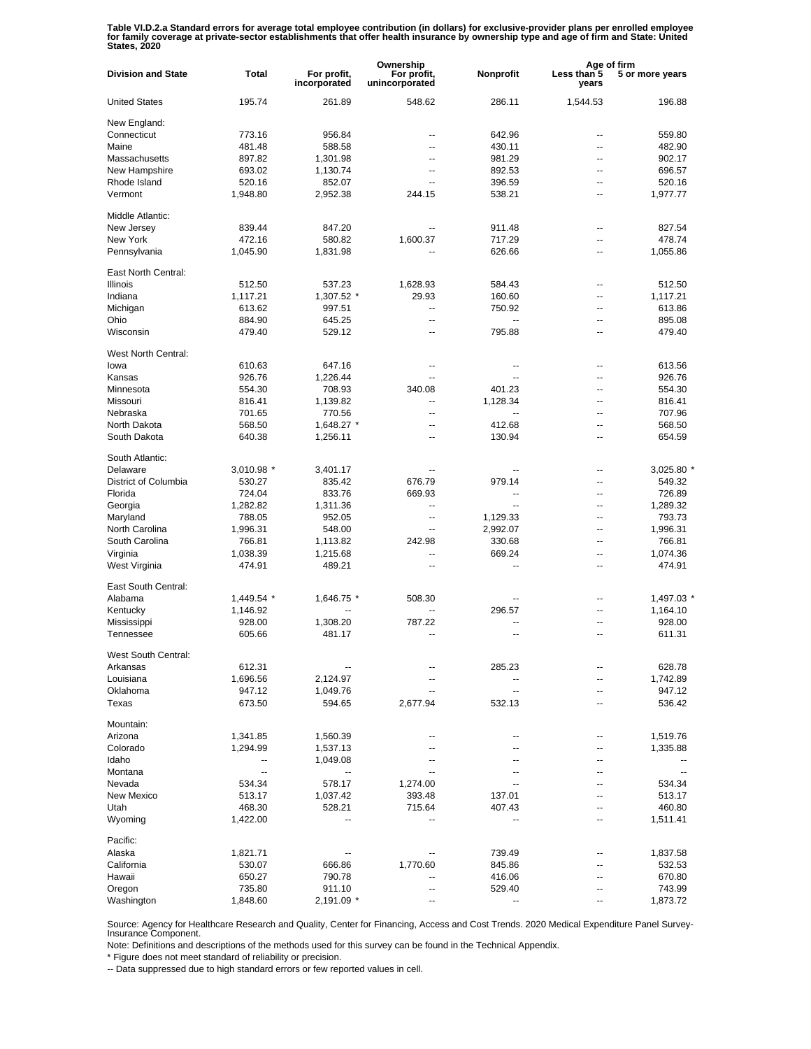**Table VI.D.2.a Standard errors for average total employee contribution (in dollars) for exclusive-provider plans per enrolled employee for family coverage at private-sector establishments that offer health insurance by ownership type and age of firm and State: United States, 2020**

| Division and State | Total | Ownership | | | Age of firm | |
|---|---|---|---|---|---|---|
| | | For profit, incorporated | For profit, unincorporated | Nonprofit | Less than 5 years | 5 or more years |
| United States | 195.74 | 261.89 | 548.62 | 286.11 | 1,544.53 | 196.88 |
| New England: | | | | | | |
| Connecticut | 773.16 | 956.84 | -- | 642.96 | -- | 559.80 |
| Maine | 481.48 | 588.58 | -- | 430.11 | -- | 482.90 |
| Massachusetts | 897.82 | 1,301.98 | -- | 981.29 | -- | 902.17 |
| New Hampshire | 693.02 | 1,130.74 | -- | 892.53 | -- | 696.57 |
| Rhode Island | 520.16 | 852.07 | -- | 396.59 | -- | 520.16 |
| Vermont | 1,948.80 | 2,952.38 | 244.15 | 538.21 | -- | 1,977.77 |
| Middle Atlantic: | | | | | | |
| New Jersey | 839.44 | 847.20 | -- | 911.48 | -- | 827.54 |
| New York | 472.16 | 580.82 | 1,600.37 | 717.29 | -- | 478.74 |
| Pennsylvania | 1,045.90 | 1,831.98 | -- | 626.66 | -- | 1,055.86 |
| East North Central: | | | | | | |
| Illinois | 512.50 | 537.23 | 1,628.93 | 584.43 | -- | 512.50 |
| Indiana | 1,117.21 | 1,307.52 * | 29.93 | 160.60 | -- | 1,117.21 |
| Michigan | 613.62 | 997.51 | -- | 750.92 | -- | 613.86 |
| Ohio | 884.90 | 645.25 | -- | -- | -- | 895.08 |
| Wisconsin | 479.40 | 529.12 | -- | 795.88 | -- | 479.40 |
| West North Central: | | | | | | |
| Iowa | 610.63 | 647.16 | -- | -- | -- | 613.56 |
| Kansas | 926.76 | 1,226.44 | -- | -- | -- | 926.76 |
| Minnesota | 554.30 | 708.93 | 340.08 | 401.23 | -- | 554.30 |
| Missouri | 816.41 | 1,139.82 | -- | 1,128.34 | -- | 816.41 |
| Nebraska | 701.65 | 770.56 | -- | -- | -- | 707.96 |
| North Dakota | 568.50 | 1,648.27 * | -- | 412.68 | -- | 568.50 |
| South Dakota | 640.38 | 1,256.11 | -- | 130.94 | -- | 654.59 |
| South Atlantic: | | | | | | |
| Delaware | 3,010.98 * | 3,401.17 | -- | -- | -- | 3,025.80 * |
| District of Columbia | 530.27 | 835.42 | 676.79 | 979.14 | -- | 549.32 |
| Florida | 724.04 | 833.76 | 669.93 | -- | -- | 726.89 |
| Georgia | 1,282.82 | 1,311.36 | -- | -- | -- | 1,289.32 |
| Maryland | 788.05 | 952.05 | -- | 1,129.33 | -- | 793.73 |
| North Carolina | 1,996.31 | 548.00 | -- | 2,992.07 | -- | 1,996.31 |
| South Carolina | 766.81 | 1,113.82 | 242.98 | 330.68 | -- | 766.81 |
| Virginia | 1,038.39 | 1,215.68 | -- | 669.24 | -- | 1,074.36 |
| West Virginia | 474.91 | 489.21 | -- | -- | -- | 474.91 |
| East South Central: | | | | | | |
| Alabama | 1,449.54 * | 1,646.75 * | 508.30 | -- | -- | 1,497.03 * |
| Kentucky | 1,146.92 | -- | -- | 296.57 | -- | 1,164.10 |
| Mississippi | 928.00 | 1,308.20 | 787.22 | -- | -- | 928.00 |
| Tennessee | 605.66 | 481.17 | -- | -- | -- | 611.31 |
| West South Central: | | | | | | |
| Arkansas | 612.31 | -- | -- | 285.23 | -- | 628.78 |
| Louisiana | 1,696.56 | 2,124.97 | -- | -- | -- | 1,742.89 |
| Oklahoma | 947.12 | 1,049.76 | -- | -- | -- | 947.12 |
| Texas | 673.50 | 594.65 | 2,677.94 | 532.13 | -- | 536.42 |
| Mountain: | | | | | | |
| Arizona | 1,341.85 | 1,560.39 | -- | -- | -- | 1,519.76 |
| Colorado | 1,294.99 | 1,537.13 | -- | -- | -- | 1,335.88 |
| Idaho | -- | 1,049.08 | -- | -- | -- | -- |
| Montana | -- | -- | -- | -- | -- | -- |
| Nevada | 534.34 | 578.17 | 1,274.00 | -- | -- | 534.34 |
| New Mexico | 513.17 | 1,037.42 | 393.48 | 137.01 | -- | 513.17 |
| Utah | 468.30 | 528.21 | 715.64 | 407.43 | -- | 460.80 |
| Wyoming | 1,422.00 | -- | -- | -- | -- | 1,511.41 |
| Pacific: | | | | | | |
| Alaska | 1,821.71 | -- | -- | 739.49 | -- | 1,837.58 |
| California | 530.07 | 666.86 | 1,770.60 | 845.86 | -- | 532.53 |
| Hawaii | 650.27 | 790.78 | -- | 416.06 | -- | 670.80 |
| Oregon | 735.80 | 911.10 | -- | 529.40 | -- | 743.99 |
| Washington | 1,848.60 | 2,191.09 * | -- | -- | -- | 1,873.72 |

Source: Agency for Healthcare Research and Quality, Center for Financing, Access and Cost Trends. 2020 Medical Expenditure Panel Survey-Insurance Component.

Note: Definitions and descriptions of the methods used for this survey can be found in the Technical Appendix.

* Figure does not meet standard of reliability or precision.

-- Data suppressed due to high standard errors or few reported values in cell.